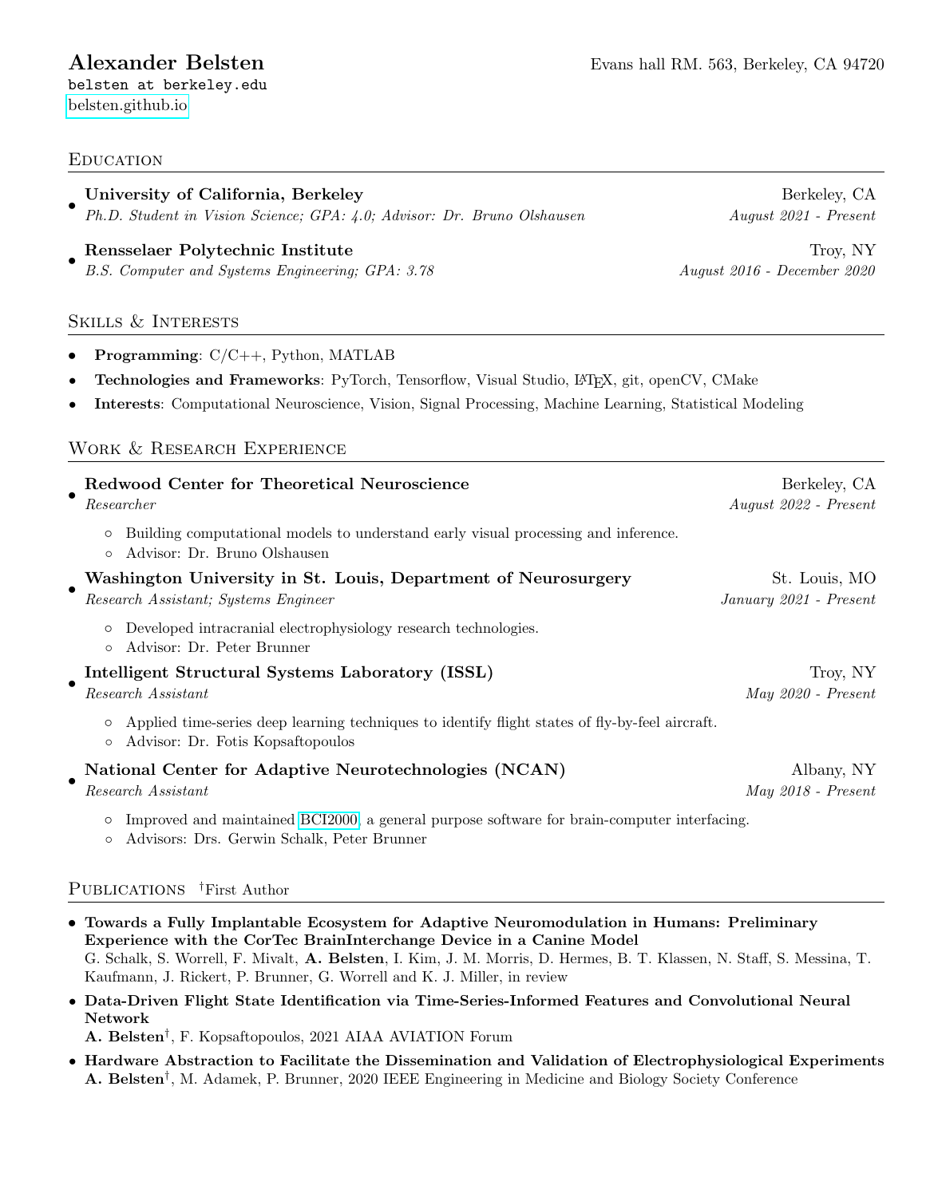# Alexander Belsten

Evans hall RM. 563, Berkeley, CA 94720

belsten at berkeley.edu

belsten.github.io

## Education

- **University of California, Berkeley** — Berkeley, CA
  *Ph.D. Student in Vision Science; GPA: 4.0; Advisor: Dr. Bruno Olshausen* — *August 2021 - Present*
- **Rensselaer Polytechnic Institute** — Troy, NY
  *B.S. Computer and Systems Engineering; GPA: 3.78* — *August 2016 - December 2020*

## Skills & Interests

- **Programming**: C/C++, Python, MATLAB
- **Technologies and Frameworks**: PyTorch, Tensorflow, Visual Studio, LaTeX, git, openCV, CMake
- **Interests**: Computational Neuroscience, Vision, Signal Processing, Machine Learning, Statistical Modeling

## Work & Research Experience

- **Redwood Center for Theoretical Neuroscience** — Berkeley, CA
  *Researcher* — *August 2022 - Present*
  - Building computational models to understand early visual processing and inference.
  - Advisor: Dr. Bruno Olshausen
- **Washington University in St. Louis, Department of Neurosurgery** — St. Louis, MO
  *Research Assistant; Systems Engineer* — *January 2021 - Present*
  - Developed intracranial electrophysiology research technologies.
  - Advisor: Dr. Peter Brunner
- **Intelligent Structural Systems Laboratory (ISSL)** — Troy, NY
  *Research Assistant* — *May 2020 - Present*
  - Applied time-series deep learning techniques to identify flight states of fly-by-feel aircraft.
  - Advisor: Dr. Fotis Kopsaftopoulos
- **National Center for Adaptive Neurotechnologies (NCAN)** — Albany, NY
  *Research Assistant* — *May 2018 - Present*
  - Improved and maintained BCI2000, a general purpose software for brain-computer interfacing.
  - Advisors: Drs. Gerwin Schalk, Peter Brunner

## Publications †First Author

- **Towards a Fully Implantable Ecosystem for Adaptive Neuromodulation in Humans: Preliminary Experience with the CorTec BrainInterchange Device in a Canine Model**
  G. Schalk, S. Worrell, F. Mivalt, **A. Belsten**, I. Kim, J. M. Morris, D. Hermes, B. T. Klassen, N. Staff, S. Messina, T. Kaufmann, J. Rickert, P. Brunner, G. Worrell and K. J. Miller, in review
- **Data-Driven Flight State Identification via Time-Series-Informed Features and Convolutional Neural Network**
  **A. Belsten**†, F. Kopsaftopoulos, 2021 AIAA AVIATION Forum
- **Hardware Abstraction to Facilitate the Dissemination and Validation of Electrophysiological Experiments**
  **A. Belsten**†, M. Adamek, P. Brunner, 2020 IEEE Engineering in Medicine and Biology Society Conference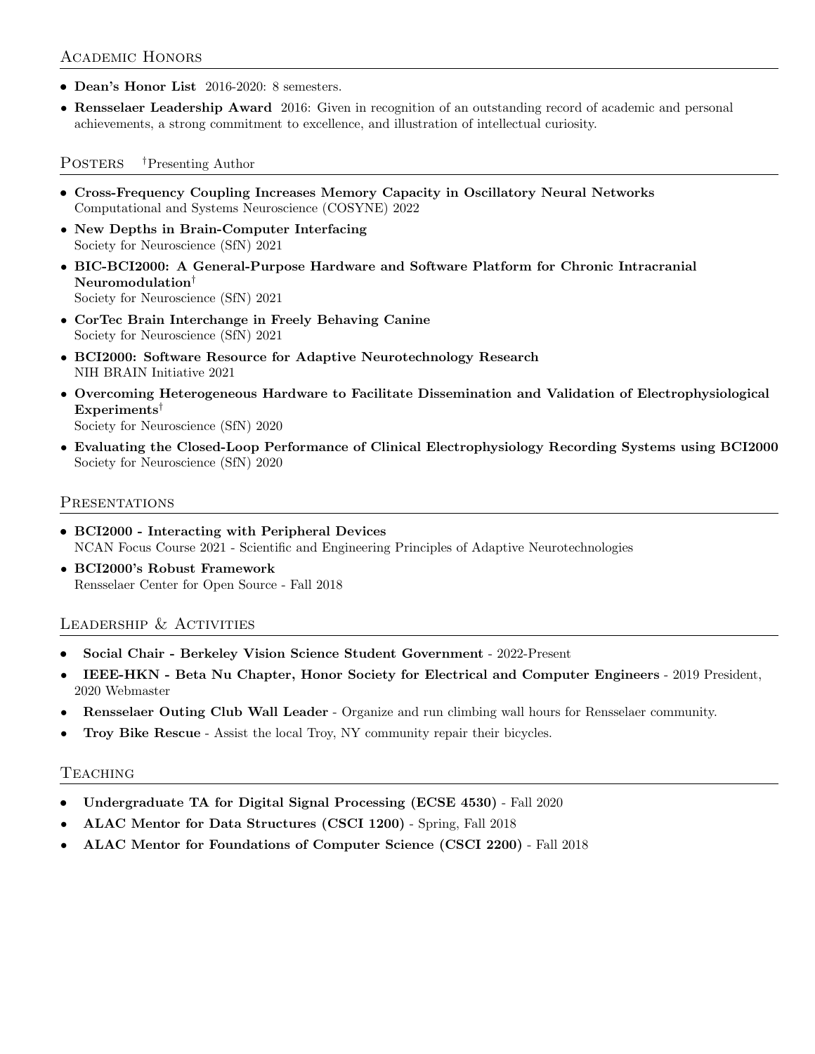## Academic Honors

- **Dean's Honor List** 2016-2020: 8 semesters.
- **Rensselaer Leadership Award** 2016: Given in recognition of an outstanding record of academic and personal achievements, a strong commitment to excellence, and illustration of intellectual curiosity.

## Posters †Presenting Author

- **Cross-Frequency Coupling Increases Memory Capacity in Oscillatory Neural Networks**
  Computational and Systems Neuroscience (COSYNE) 2022
- **New Depths in Brain-Computer Interfacing**
  Society for Neuroscience (SfN) 2021
- **BIC-BCI2000: A General-Purpose Hardware and Software Platform for Chronic Intracranial Neuromodulation†**
  Society for Neuroscience (SfN) 2021
- **CorTec Brain Interchange in Freely Behaving Canine**
  Society for Neuroscience (SfN) 2021
- **BCI2000: Software Resource for Adaptive Neurotechnology Research**
  NIH BRAIN Initiative 2021
- **Overcoming Heterogeneous Hardware to Facilitate Dissemination and Validation of Electrophysiological Experiments†**
  Society for Neuroscience (SfN) 2020
- **Evaluating the Closed-Loop Performance of Clinical Electrophysiology Recording Systems using BCI2000**
  Society for Neuroscience (SfN) 2020

## Presentations

- **BCI2000 - Interacting with Peripheral Devices**
  NCAN Focus Course 2021 - Scientific and Engineering Principles of Adaptive Neurotechnologies
- **BCI2000's Robust Framework**
  Rensselaer Center for Open Source - Fall 2018

## Leadership & Activities

- **Social Chair - Berkeley Vision Science Student Government** - 2022-Present
- **IEEE-HKN - Beta Nu Chapter, Honor Society for Electrical and Computer Engineers** - 2019 President, 2020 Webmaster
- **Rensselaer Outing Club Wall Leader** - Organize and run climbing wall hours for Rensselaer community.
- **Troy Bike Rescue** - Assist the local Troy, NY community repair their bicycles.

## Teaching

- **Undergraduate TA for Digital Signal Processing (ECSE 4530)** - Fall 2020
- **ALAC Mentor for Data Structures (CSCI 1200)** - Spring, Fall 2018
- **ALAC Mentor for Foundations of Computer Science (CSCI 2200)** - Fall 2018